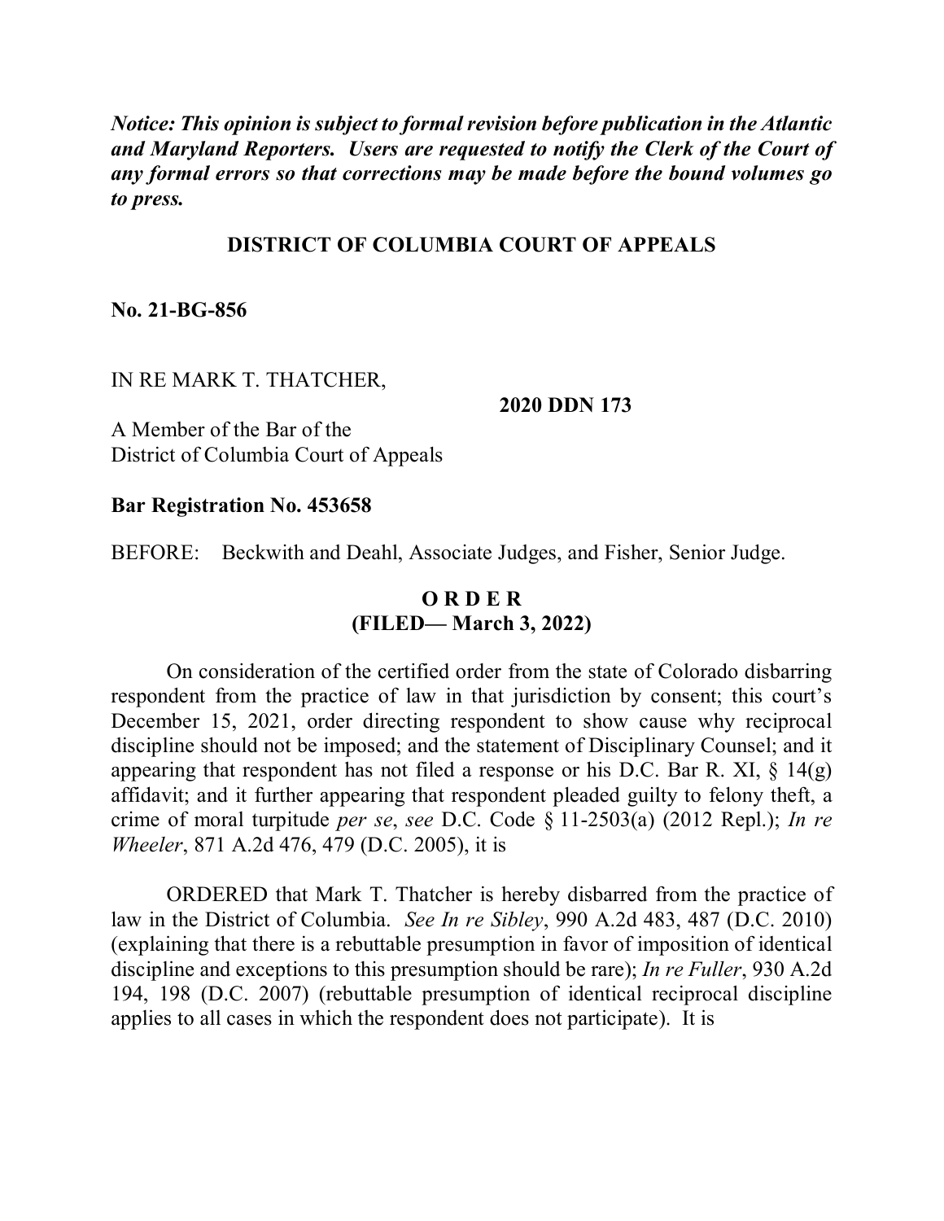***Notice: This opinion is subject to formal revision before publication in the Atlantic and Maryland Reporters. Users are requested to notify the Clerk of the Court of any formal errors so that corrections may be made before the bound volumes go to press.***

**DISTRICT OF COLUMBIA COURT OF APPEALS**

**No. 21-BG-856**

IN RE MARK T. THATCHER,

**2020 DDN 173**

A Member of the Bar of the
District of Columbia Court of Appeals

**Bar Registration No. 453658**

BEFORE: Beckwith and Deahl, Associate Judges, and Fisher, Senior Judge.

**O R D E R**
**(FILED— March 3, 2022)**

On consideration of the certified order from the state of Colorado disbarring respondent from the practice of law in that jurisdiction by consent; this court's December 15, 2021, order directing respondent to show cause why reciprocal discipline should not be imposed; and the statement of Disciplinary Counsel; and it appearing that respondent has not filed a response or his D.C. Bar R. XI, § 14(g) affidavit; and it further appearing that respondent pleaded guilty to felony theft, a crime of moral turpitude *per se*, *see* D.C. Code § 11-2503(a) (2012 Repl.); *In re Wheeler*, 871 A.2d 476, 479 (D.C. 2005), it is

ORDERED that Mark T. Thatcher is hereby disbarred from the practice of law in the District of Columbia. *See In re Sibley*, 990 A.2d 483, 487 (D.C. 2010) (explaining that there is a rebuttable presumption in favor of imposition of identical discipline and exceptions to this presumption should be rare); *In re Fuller*, 930 A.2d 194, 198 (D.C. 2007) (rebuttable presumption of identical reciprocal discipline applies to all cases in which the respondent does not participate). It is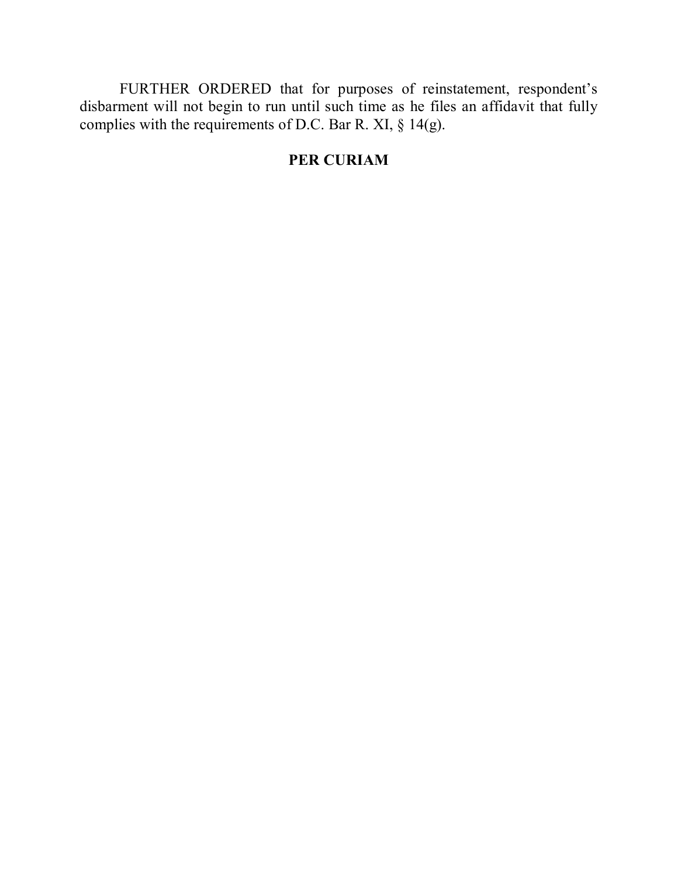FURTHER ORDERED that for purposes of reinstatement, respondent's disbarment will not begin to run until such time as he files an affidavit that fully complies with the requirements of D.C. Bar R. XI, § 14(g).

**PER CURIAM**